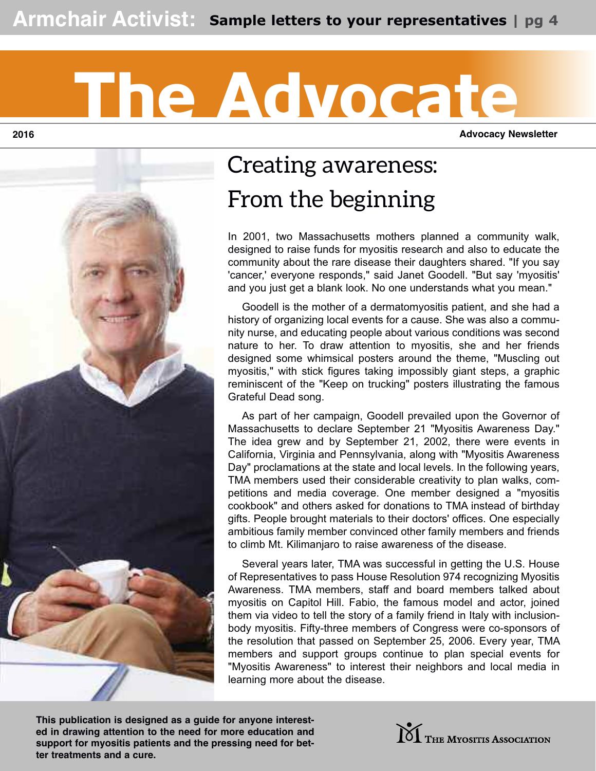**Armchair Activist:** Sample letters to your representatives | pg 4

# The Advocate

2016

Advocacy Newsletter

## Creating awareness: From the beginning

In 2001, two Massachusetts mothers planned a community walk, designed to raise funds for myositis research and also to educate the community about the rare disease their daughters shared. "If you say 'cancer,' everyone responds," said Janet Goodell. "But say 'myositis' and you just get a blank look. No one understands what you mean."

Goodell is the mother of a dermatomyositis patient, and she had a history of organizing local events for a cause. She was also a community nurse, and educating people about various conditions was second nature to her. To draw attention to myositis, she and her friends designed some whimsical posters around the theme, "Muscling out myositis," with stick figures taking impossibly giant steps, a graphic reminiscent of the "Keep on trucking" posters illustrating the famous Grateful Dead song.

As part of her campaign, Goodell prevailed upon the Governor of Massachusetts to declare September 21 "Myositis Awareness Day." The idea grew and by September 21, 2002, there were events in California, Virginia and Pennsylvania, along with "Myositis Awareness Day" proclamations at the state and local levels. In the following years, TMA members used their considerable creativity to plan walks, competitions and media coverage. One member designed a "myositis cookbook" and others asked for donations to TMA instead of birthday gifts. People brought materials to their doctors' offices. One especially ambitious family member convinced other family members and friends to climb Mt. Kilimanjaro to raise awareness of the disease.

Several years later, TMA was successful in getting the U.S. House of Representatives to pass House Resolution 974 recognizing Myositis Awareness. TMA members, staff and board members talked about myositis on Capitol Hill. Fabio, the famous model and actor, joined them via video to tell the story of a family friend in Italy with inclusion-body myositis. Fifty-three members of Congress were co-sponsors of the resolution that passed on September 25, 2006. Every year, TMA members and support groups continue to plan special events for "Myositis Awareness" to interest their neighbors and local media in learning more about the disease.

**This publication is designed as a guide for anyone interested in drawing attention to the need for more education and support for myositis patients and the pressing need for better treatments and a cure.**

The Myositis Association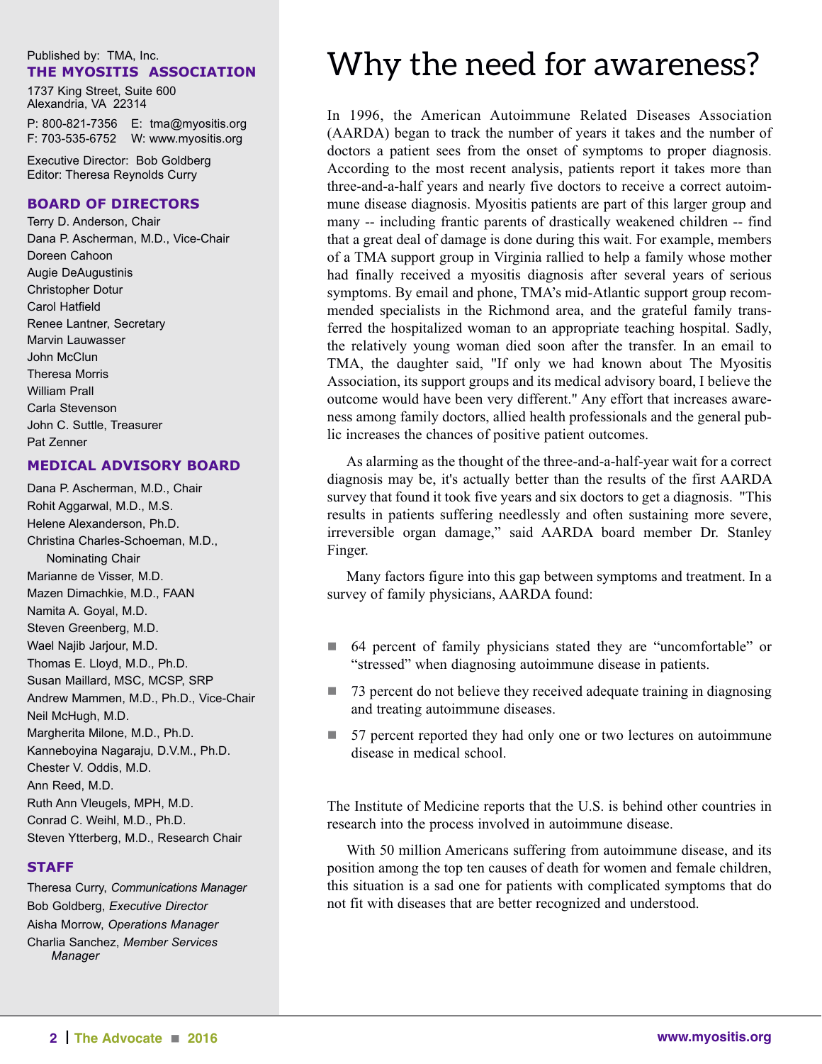Published by: TMA, Inc.

**THE MYOSITIS ASSOCIATION**

1737 King Street, Suite 600
Alexandria, VA 22314

P: 800-821-7356 E: tma@myositis.org
F: 703-535-6752 W: www.myositis.org

Executive Director: Bob Goldberg
Editor: Theresa Reynolds Curry

**BOARD OF DIRECTORS**

Terry D. Anderson, Chair
Dana P. Ascherman, M.D., Vice-Chair
Doreen Cahoon
Augie DeAugustinis
Christopher Dotur
Carol Hatfield
Renee Lantner, Secretary
Marvin Lauwasser
John McClun
Theresa Morris
William Prall
Carla Stevenson
John C. Suttle, Treasurer
Pat Zenner

**MEDICAL ADVISORY BOARD**

Dana P. Ascherman, M.D., Chair
Rohit Aggarwal, M.D., M.S.
Helene Alexanderson, Ph.D.
Christina Charles-Schoeman, M.D., Nominating Chair
Marianne de Visser, M.D.
Mazen Dimachkie, M.D., FAAN
Namita A. Goyal, M.D.
Steven Greenberg, M.D.
Wael Najib Jarjour, M.D.
Thomas E. Lloyd, M.D., Ph.D.
Susan Maillard, MSC, MCSP, SRP
Andrew Mammen, M.D., Ph.D., Vice-Chair
Neil McHugh, M.D.
Margherita Milone, M.D., Ph.D.
Kanneboyina Nagaraju, D.V.M., Ph.D.
Chester V. Oddis, M.D.
Ann Reed, M.D.
Ruth Ann Vleugels, MPH, M.D.
Conrad C. Weihl, M.D., Ph.D.
Steven Ytterberg, M.D., Research Chair

**STAFF**

Theresa Curry, *Communications Manager*
Bob Goldberg, *Executive Director*
Aisha Morrow, *Operations Manager*
Charlia Sanchez, *Member Services Manager*

# Why the need for awareness?

In 1996, the American Autoimmune Related Diseases Association (AARDA) began to track the number of years it takes and the number of doctors a patient sees from the onset of symptoms to proper diagnosis. According to the most recent analysis, patients report it takes more than three-and-a-half years and nearly five doctors to receive a correct autoimmune disease diagnosis. Myositis patients are part of this larger group and many -- including frantic parents of drastically weakened children -- find that a great deal of damage is done during this wait. For example, members of a TMA support group in Virginia rallied to help a family whose mother had finally received a myositis diagnosis after several years of serious symptoms. By email and phone, TMA's mid-Atlantic support group recommended specialists in the Richmond area, and the grateful family transferred the hospitalized woman to an appropriate teaching hospital. Sadly, the relatively young woman died soon after the transfer. In an email to TMA, the daughter said, "If only we had known about The Myositis Association, its support groups and its medical advisory board, I believe the outcome would have been very different." Any effort that increases awareness among family doctors, allied health professionals and the general public increases the chances of positive patient outcomes.

As alarming as the thought of the three-and-a-half-year wait for a correct diagnosis may be, it's actually better than the results of the first AARDA survey that found it took five years and six doctors to get a diagnosis. "This results in patients suffering needlessly and often sustaining more severe, irreversible organ damage," said AARDA board member Dr. Stanley Finger.

Many factors figure into this gap between symptoms and treatment. In a survey of family physicians, AARDA found:

- 64 percent of family physicians stated they are "uncomfortable" or "stressed" when diagnosing autoimmune disease in patients.
- 73 percent do not believe they received adequate training in diagnosing and treating autoimmune diseases.
- 57 percent reported they had only one or two lectures on autoimmune disease in medical school.

The Institute of Medicine reports that the U.S. is behind other countries in research into the process involved in autoimmune disease.

With 50 million Americans suffering from autoimmune disease, and its position among the top ten causes of death for women and female children, this situation is a sad one for patients with complicated symptoms that do not fit with diseases that are better recognized and understood.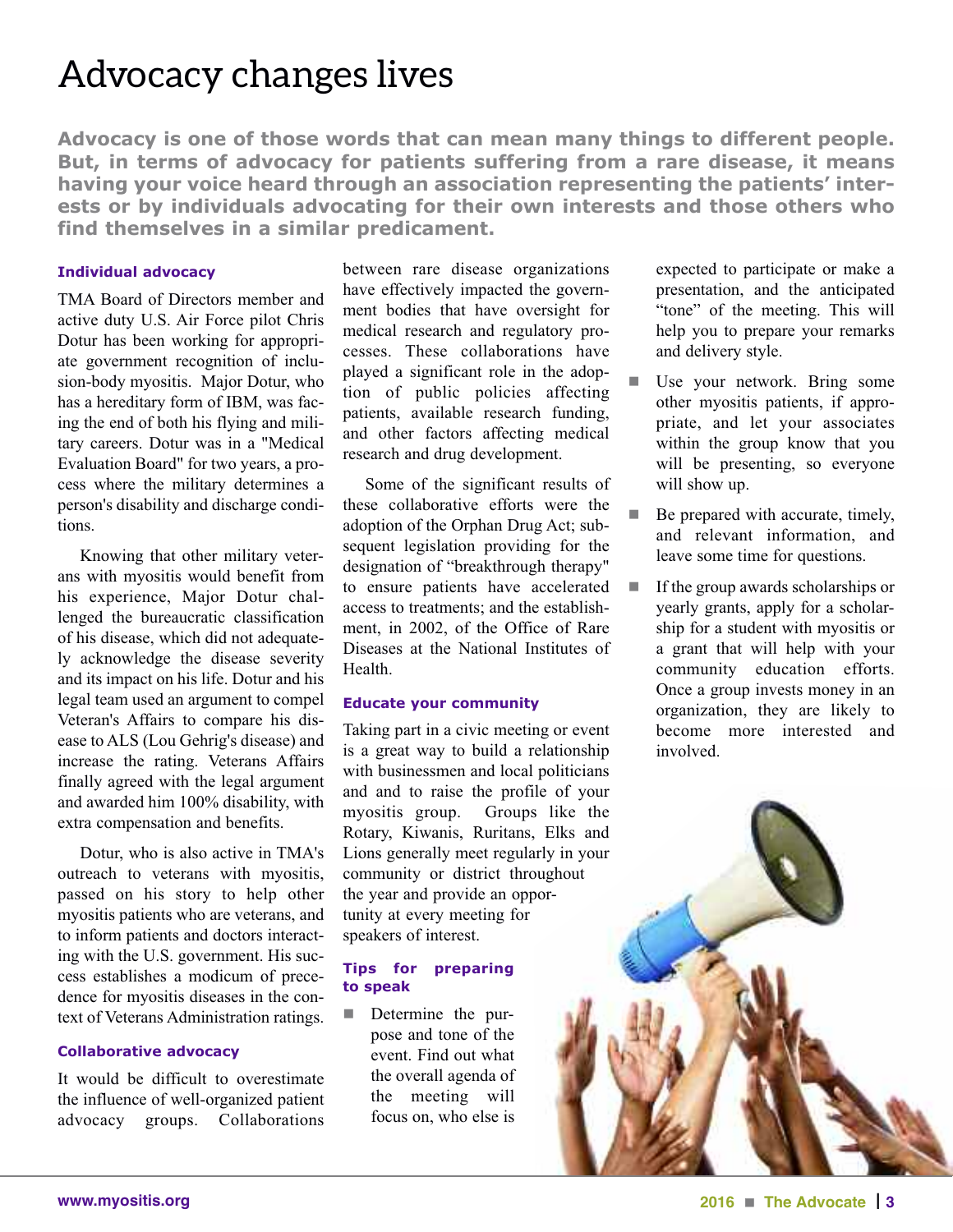# Advocacy changes lives

**Advocacy is one of those words that can mean many things to different people. But, in terms of advocacy for patients suffering from a rare disease, it means having your voice heard through an association representing the patients' interests or by individuals advocating for their own interests and those others who find themselves in a similar predicament.**

### Individual advocacy

TMA Board of Directors member and active duty U.S. Air Force pilot Chris Dotur has been working for appropriate government recognition of inclusion-body myositis. Major Dotur, who has a hereditary form of IBM, was facing the end of both his flying and military careers. Dotur was in a "Medical Evaluation Board" for two years, a process where the military determines a person's disability and discharge conditions.

Knowing that other military veterans with myositis would benefit from his experience, Major Dotur challenged the bureaucratic classification of his disease, which did not adequately acknowledge the disease severity and its impact on his life. Dotur and his legal team used an argument to compel Veteran's Affairs to compare his disease to ALS (Lou Gehrig's disease) and increase the rating. Veterans Affairs finally agreed with the legal argument and awarded him 100% disability, with extra compensation and benefits.

Dotur, who is also active in TMA's outreach to veterans with myositis, passed on his story to help other myositis patients who are veterans, and to inform patients and doctors interacting with the U.S. government. His success establishes a modicum of precedence for myositis diseases in the context of Veterans Administration ratings.

### Collaborative advocacy

It would be difficult to overestimate the influence of well-organized patient advocacy groups. Collaborations between rare disease organizations have effectively impacted the government bodies that have oversight for medical research and regulatory processes. These collaborations have played a significant role in the adoption of public policies affecting patients, available research funding, and other factors affecting medical research and drug development.

Some of the significant results of these collaborative efforts were the adoption of the Orphan Drug Act; subsequent legislation providing for the designation of "breakthrough therapy" to ensure patients have accelerated access to treatments; and the establishment, in 2002, of the Office of Rare Diseases at the National Institutes of Health.

### Educate your community

Taking part in a civic meeting or event is a great way to build a relationship with businessmen and local politicians and and to raise the profile of your myositis group. Groups like the Rotary, Kiwanis, Ruritans, Elks and Lions generally meet regularly in your community or district throughout the year and provide an opportunity at every meeting for speakers of interest.

### Tips for preparing to speak

- Determine the purpose and tone of the event. Find out what the overall agenda of the meeting will focus on, who else is expected to participate or make a presentation, and the anticipated "tone" of the meeting. This will help you to prepare your remarks and delivery style.
- Use your network. Bring some other myositis patients, if appropriate, and let your associates within the group know that you will be presenting, so everyone will show up.
- Be prepared with accurate, timely, and relevant information, and leave some time for questions.
- If the group awards scholarships or yearly grants, apply for a scholarship for a student with myositis or a grant that will help with your community education efforts. Once a group invests money in an organization, they are likely to become more interested and involved.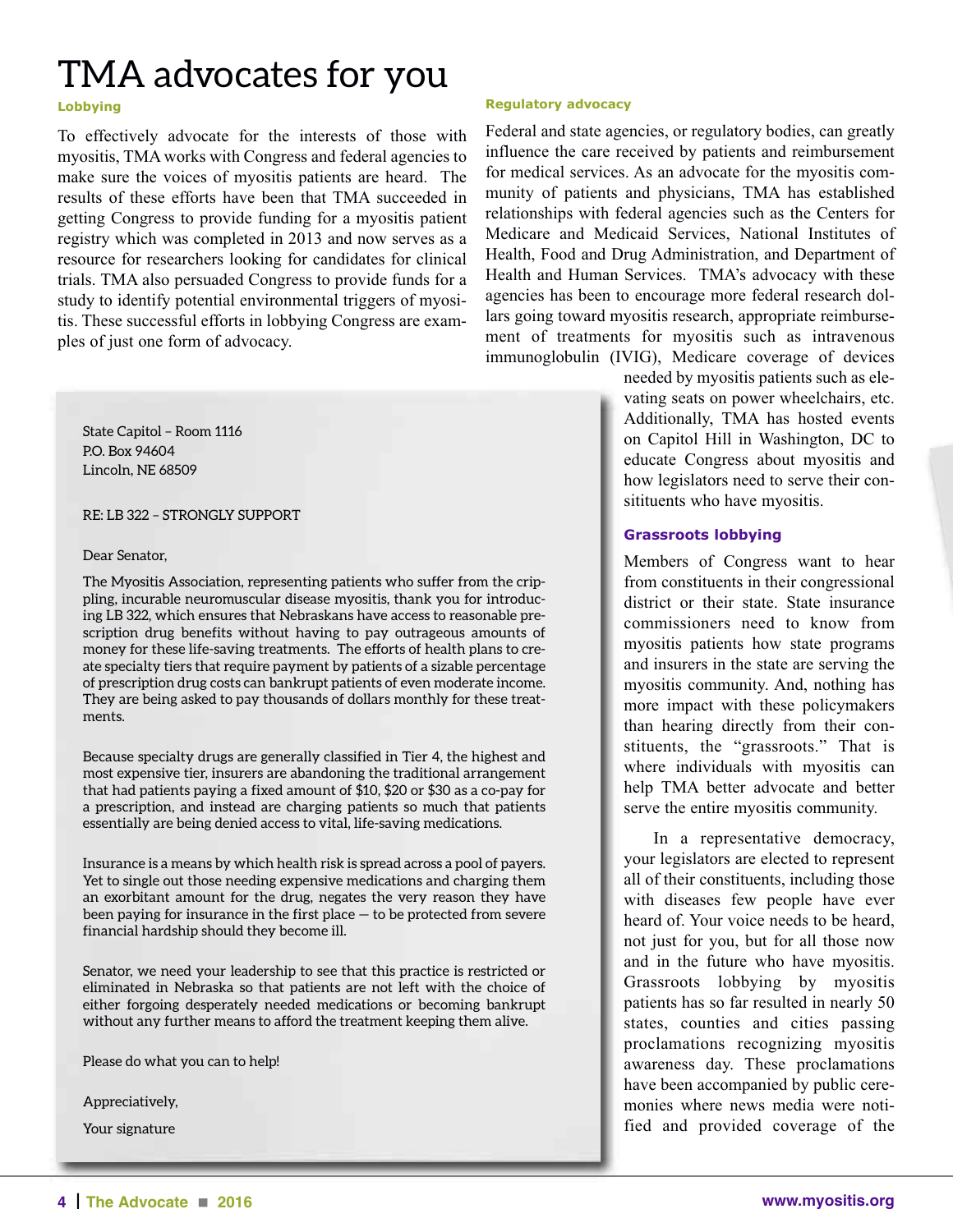# TMA advocates for you

### Lobbying

To effectively advocate for the interests of those with myositis, TMA works with Congress and federal agencies to make sure the voices of myositis patients are heard. The results of these efforts have been that TMA succeeded in getting Congress to provide funding for a myositis patient registry which was completed in 2013 and now serves as a resource for researchers looking for candidates for clinical trials. TMA also persuaded Congress to provide funds for a study to identify potential environmental triggers of myositis. These successful efforts in lobbying Congress are examples of just one form of advocacy.

### Regulatory advocacy

Federal and state agencies, or regulatory bodies, can greatly influence the care received by patients and reimbursement for medical services. As an advocate for the myositis community of patients and physicians, TMA has established relationships with federal agencies such as the Centers for Medicare and Medicaid Services, National Institutes of Health, Food and Drug Administration, and Department of Health and Human Services. TMA's advocacy with these agencies has been to encourage more federal research dollars going toward myositis research, appropriate reimbursement of treatments for myositis such as intravenous immunoglobulin (IVIG), Medicare coverage of devices needed by myositis patients such as elevating seats on power wheelchairs, etc. Additionally, TMA has hosted events on Capitol Hill in Washington, DC to educate Congress about myositis and how legislators need to serve their constituents who have myositis.

> State Capitol – Room 1116
> P.O. Box 94604
> Lincoln, NE 68509
>
> RE: LB 322 – STRONGLY SUPPORT
>
> Dear Senator,
>
> The Myositis Association, representing patients who suffer from the crippling, incurable neuromuscular disease myositis, thank you for introducing LB 322, which ensures that Nebraskans have access to reasonable prescription drug benefits without having to pay outrageous amounts of money for these life-saving treatments. The efforts of health plans to create specialty tiers that require payment by patients of a sizable percentage of prescription drug costs can bankrupt patients of even moderate income. They are being asked to pay thousands of dollars monthly for these treatments.
>
> Because specialty drugs are generally classified in Tier 4, the highest and most expensive tier, insurers are abandoning the traditional arrangement that had patients paying a fixed amount of $10, $20 or $30 as a co-pay for a prescription, and instead are charging patients so much that patients essentially are being denied access to vital, life-saving medications.
>
> Insurance is a means by which health risk is spread across a pool of payers. Yet to single out those needing expensive medications and charging them an exorbitant amount for the drug, negates the very reason they have been paying for insurance in the first place — to be protected from severe financial hardship should they become ill.
>
> Senator, we need your leadership to see that this practice is restricted or eliminated in Nebraska so that patients are not left with the choice of either forgoing desperately needed medications or becoming bankrupt without any further means to afford the treatment keeping them alive.
>
> Please do what you can to help!
>
> Appreciatively,
>
> Your signature

### Grassroots lobbying

Members of Congress want to hear from constituents in their congressional district or their state. State insurance commissioners need to know from myositis patients how state programs and insurers in the state are serving the myositis community. And, nothing has more impact with these policymakers than hearing directly from their constituents, the "grassroots." That is where individuals with myositis can help TMA better advocate and better serve the entire myositis community.

In a representative democracy, your legislators are elected to represent all of their constituents, including those with diseases few people have ever heard of. Your voice needs to be heard, not just for you, but for all those now and in the future who have myositis. Grassroots lobbying by myositis patients has so far resulted in nearly 50 states, counties and cities passing proclamations recognizing myositis awareness day. These proclamations have been accompanied by public ceremonies where news media were notified and provided coverage of the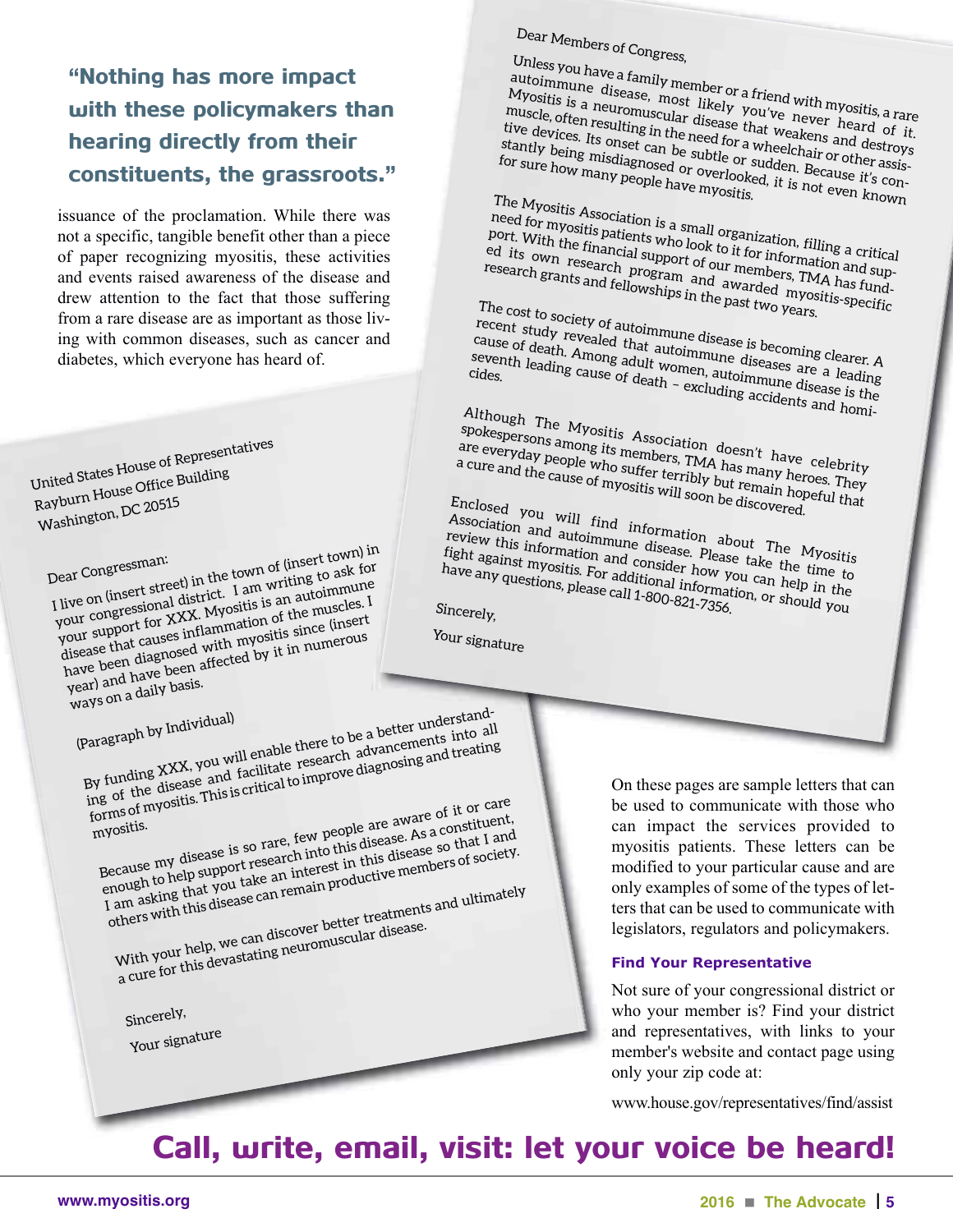> **"Nothing has more impact with these policymakers than hearing directly from their constituents, the grassroots."**

issuance of the proclamation. While there was not a specific, tangible benefit other than a piece of paper recognizing myositis, these activities and events raised awareness of the disease and drew attention to the fact that those suffering from a rare disease are as important as those living with common diseases, such as cancer and diabetes, which everyone has heard of.

United States House of Representatives
Rayburn House Office Building
Washington, DC 20515

Dear Congressman:

I live on (insert street) in the town of (insert town) in your congressional district. I am writing to ask for your support for XXX. Myositis is an autoimmune disease that causes inflammation of the muscles. I have been diagnosed with myositis since (insert year) and have been affected by it in numerous ways on a daily basis.

(Paragraph by Individual)

By funding XXX, you will enable there to be a better understanding of the disease and facilitate research advancements into all forms of myositis. This is critical to improve diagnosing and treating myositis.

Because my disease is so rare, few people are aware of it or care enough to help support research into this disease. As a constituent, I am asking that you take an interest in this disease so that I and others with this disease can remain productive members of society.

With your help, we can discover better treatments and ultimately a cure for this devastating neuromuscular disease.

Sincerely,

Your signature

Dear Members of Congress,

Unless you have a family member or a friend with myositis, a rare autoimmune disease, most likely you've never heard of it. Myositis is a neuromuscular disease that weakens and destroys muscle, often resulting in the need for a wheelchair or other assistive devices. Its onset can be subtle or sudden. Because it's constantly being misdiagnosed or overlooked, it is not even known for sure how many people have myositis.

The Myositis Association is a small organization, filling a critical need for myositis patients who look to it for information and support. With the financial support of our members, TMA has funded its own research program and awarded myositis-specific research grants and fellowships in the past two years.

The cost to society of autoimmune disease is becoming clearer. A recent study revealed that autoimmune diseases are a leading cause of death. Among adult women, autoimmune disease is the seventh leading cause of death – excluding accidents and homicides.

Although The Myositis Association doesn't have celebrity spokespersons among its members, TMA has many heroes. They are everyday people who suffer terribly but remain hopeful that a cure and the cause of myositis will soon be discovered.

Enclosed you will find information about The Myositis Association and autoimmune disease. Please take the time to review this information and consider how you can help in the fight against myositis. For additional information, or should you have any questions, please call 1-800-821-7356.

Sincerely,

Your signature

On these pages are sample letters that can be used to communicate with those who can impact the services provided to myositis patients. These letters can be modified to your particular cause and are only examples of some of the types of letters that can be used to communicate with legislators, regulators and policymakers.

### Find Your Representative

Not sure of your congressional district or who your member is? Find your district and representatives, with links to your member's website and contact page using only your zip code at:

www.house.gov/representatives/find/assist

## Call, write, email, visit: let your voice be heard!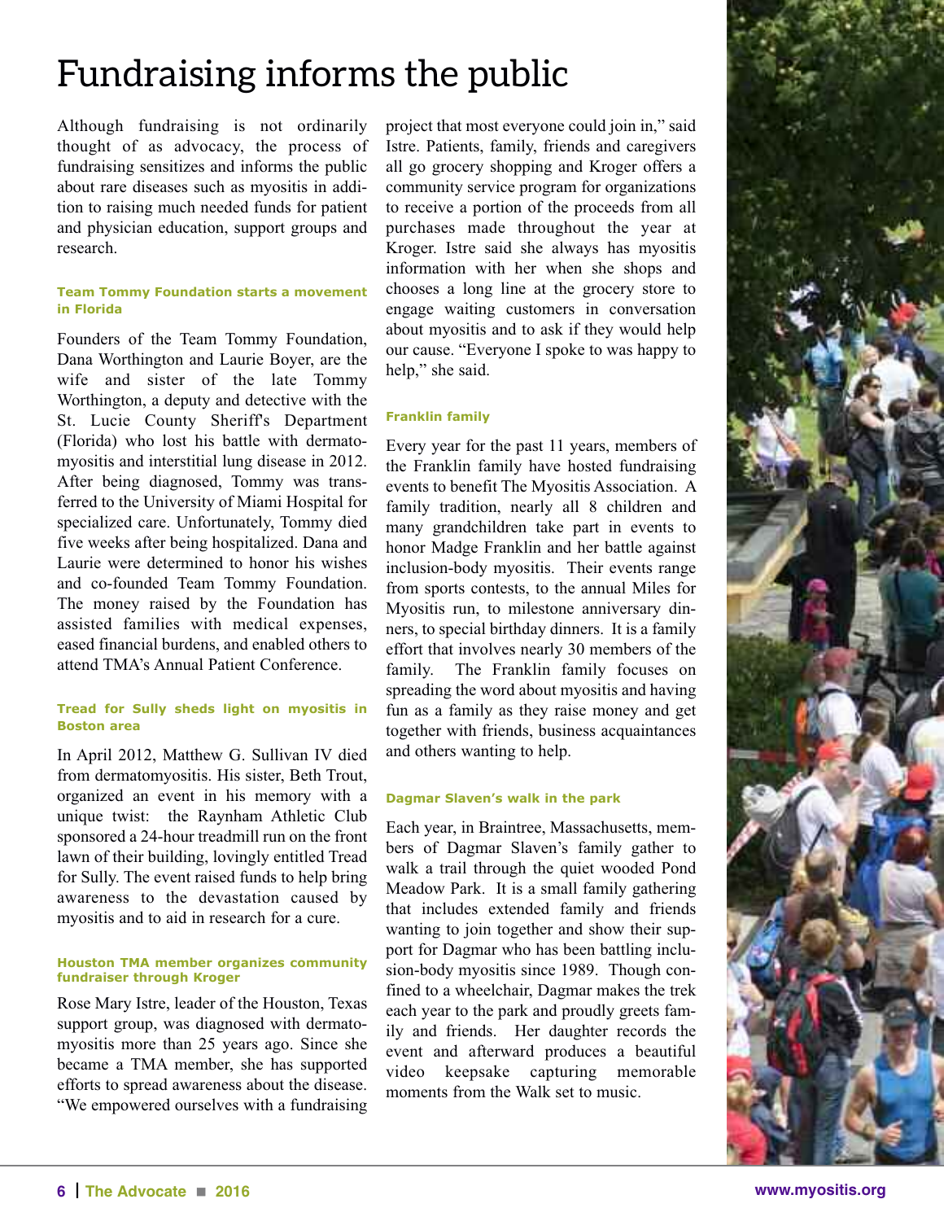# Fundraising informs the public

Although fundraising is not ordinarily thought of as advocacy, the process of fundraising sensitizes and informs the public about rare diseases such as myositis in addition to raising much needed funds for patient and physician education, support groups and research.

### Team Tommy Foundation starts a movement in Florida

Founders of the Team Tommy Foundation, Dana Worthington and Laurie Boyer, are the wife and sister of the late Tommy Worthington, a deputy and detective with the St. Lucie County Sheriff's Department (Florida) who lost his battle with dermatomyositis and interstitial lung disease in 2012. After being diagnosed, Tommy was transferred to the University of Miami Hospital for specialized care. Unfortunately, Tommy died five weeks after being hospitalized. Dana and Laurie were determined to honor his wishes and co-founded Team Tommy Foundation. The money raised by the Foundation has assisted families with medical expenses, eased financial burdens, and enabled others to attend TMA's Annual Patient Conference.

### Tread for Sully sheds light on myositis in Boston area

In April 2012, Matthew G. Sullivan IV died from dermatomyositis. His sister, Beth Trout, organized an event in his memory with a unique twist: the Raynham Athletic Club sponsored a 24-hour treadmill run on the front lawn of their building, lovingly entitled Tread for Sully. The event raised funds to help bring awareness to the devastation caused by myositis and to aid in research for a cure.

### Houston TMA member organizes community fundraiser through Kroger

Rose Mary Istre, leader of the Houston, Texas support group, was diagnosed with dermatomyositis more than 25 years ago. Since she became a TMA member, she has supported efforts to spread awareness about the disease. "We empowered ourselves with a fundraising project that most everyone could join in," said Istre. Patients, family, friends and caregivers all go grocery shopping and Kroger offers a community service program for organizations to receive a portion of the proceeds from all purchases made throughout the year at Kroger. Istre said she always has myositis information with her when she shops and chooses a long line at the grocery store to engage waiting customers in conversation about myositis and to ask if they would help our cause. "Everyone I spoke to was happy to help," she said.

### Franklin family

Every year for the past 11 years, members of the Franklin family have hosted fundraising events to benefit The Myositis Association. A family tradition, nearly all 8 children and many grandchildren take part in events to honor Madge Franklin and her battle against inclusion-body myositis. Their events range from sports contests, to the annual Miles for Myositis run, to milestone anniversary dinners, to special birthday dinners. It is a family effort that involves nearly 30 members of the family. The Franklin family focuses on spreading the word about myositis and having fun as a family as they raise money and get together with friends, business acquaintances and others wanting to help.

### Dagmar Slaven's walk in the park

Each year, in Braintree, Massachusetts, members of Dagmar Slaven's family gather to walk a trail through the quiet wooded Pond Meadow Park. It is a small family gathering that includes extended family and friends wanting to join together and show their support for Dagmar who has been battling inclusion-body myositis since 1989. Though confined to a wheelchair, Dagmar makes the trek each year to the park and proudly greets family and friends. Her daughter records the event and afterward produces a beautiful video keepsake capturing memorable moments from the Walk set to music.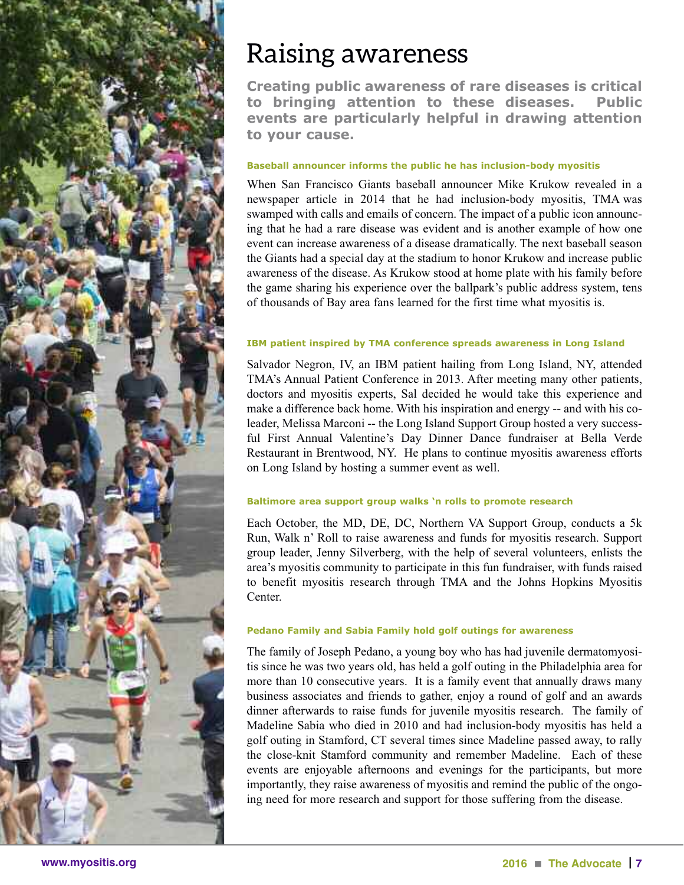# Raising awareness

**Creating public awareness of rare diseases is critical to bringing attention to these diseases. Public events are particularly helpful in drawing attention to your cause.**

### Baseball announcer informs the public he has inclusion-body myositis

When San Francisco Giants baseball announcer Mike Krukow revealed in a newspaper article in 2014 that he had inclusion-body myositis, TMA was swamped with calls and emails of concern. The impact of a public icon announcing that he had a rare disease was evident and is another example of how one event can increase awareness of a disease dramatically. The next baseball season the Giants had a special day at the stadium to honor Krukow and increase public awareness of the disease. As Krukow stood at home plate with his family before the game sharing his experience over the ballpark's public address system, tens of thousands of Bay area fans learned for the first time what myositis is.

### IBM patient inspired by TMA conference spreads awareness in Long Island

Salvador Negron, IV, an IBM patient hailing from Long Island, NY, attended TMA's Annual Patient Conference in 2013. After meeting many other patients, doctors and myositis experts, Sal decided he would take this experience and make a difference back home. With his inspiration and energy -- and with his co-leader, Melissa Marconi -- the Long Island Support Group hosted a very successful First Annual Valentine's Day Dinner Dance fundraiser at Bella Verde Restaurant in Brentwood, NY. He plans to continue myositis awareness efforts on Long Island by hosting a summer event as well.

### Baltimore area support group walks 'n rolls to promote research

Each October, the MD, DE, DC, Northern VA Support Group, conducts a 5k Run, Walk n' Roll to raise awareness and funds for myositis research. Support group leader, Jenny Silverberg, with the help of several volunteers, enlists the area's myositis community to participate in this fun fundraiser, with funds raised to benefit myositis research through TMA and the Johns Hopkins Myositis Center.

### Pedano Family and Sabia Family hold golf outings for awareness

The family of Joseph Pedano, a young boy who has had juvenile dermatomyositis since he was two years old, has held a golf outing in the Philadelphia area for more than 10 consecutive years. It is a family event that annually draws many business associates and friends to gather, enjoy a round of golf and an awards dinner afterwards to raise funds for juvenile myositis research. The family of Madeline Sabia who died in 2010 and had inclusion-body myositis has held a golf outing in Stamford, CT several times since Madeline passed away, to rally the close-knit Stamford community and remember Madeline. Each of these events are enjoyable afternoons and evenings for the participants, but more importantly, they raise awareness of myositis and remind the public of the ongoing need for more research and support for those suffering from the disease.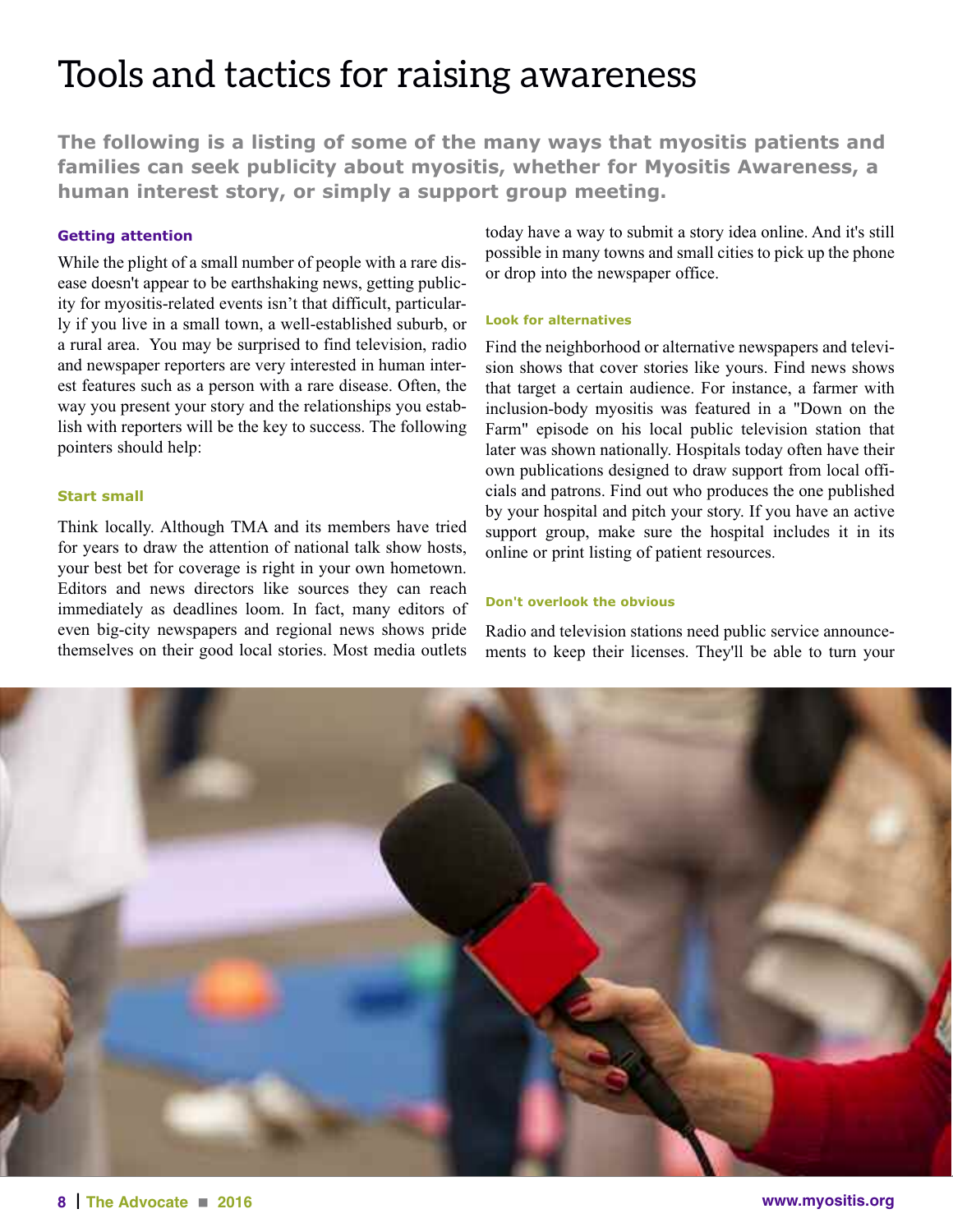# Tools and tactics for raising awareness

**The following is a listing of some of the many ways that myositis patients and families can seek publicity about myositis, whether for Myositis Awareness, a human interest story, or simply a support group meeting.**

#### Getting attention

While the plight of a small number of people with a rare disease doesn't appear to be earthshaking news, getting publicity for myositis-related events isn't that difficult, particularly if you live in a small town, a well-established suburb, or a rural area. You may be surprised to find television, radio and newspaper reporters are very interested in human interest features such as a person with a rare disease. Often, the way you present your story and the relationships you establish with reporters will be the key to success. The following pointers should help:

#### Start small

Think locally. Although TMA and its members have tried for years to draw the attention of national talk show hosts, your best bet for coverage is right in your own hometown. Editors and news directors like sources they can reach immediately as deadlines loom. In fact, many editors of even big-city newspapers and regional news shows pride themselves on their good local stories. Most media outlets today have a way to submit a story idea online. And it's still possible in many towns and small cities to pick up the phone or drop into the newspaper office.

#### Look for alternatives

Find the neighborhood or alternative newspapers and television shows that cover stories like yours. Find news shows that target a certain audience. For instance, a farmer with inclusion-body myositis was featured in a "Down on the Farm" episode on his local public television station that later was shown nationally. Hospitals today often have their own publications designed to draw support from local officials and patrons. Find out who produces the one published by your hospital and pitch your story. If you have an active support group, make sure the hospital includes it in its online or print listing of patient resources.

#### Don't overlook the obvious

Radio and television stations need public service announcements to keep their licenses. They'll be able to turn your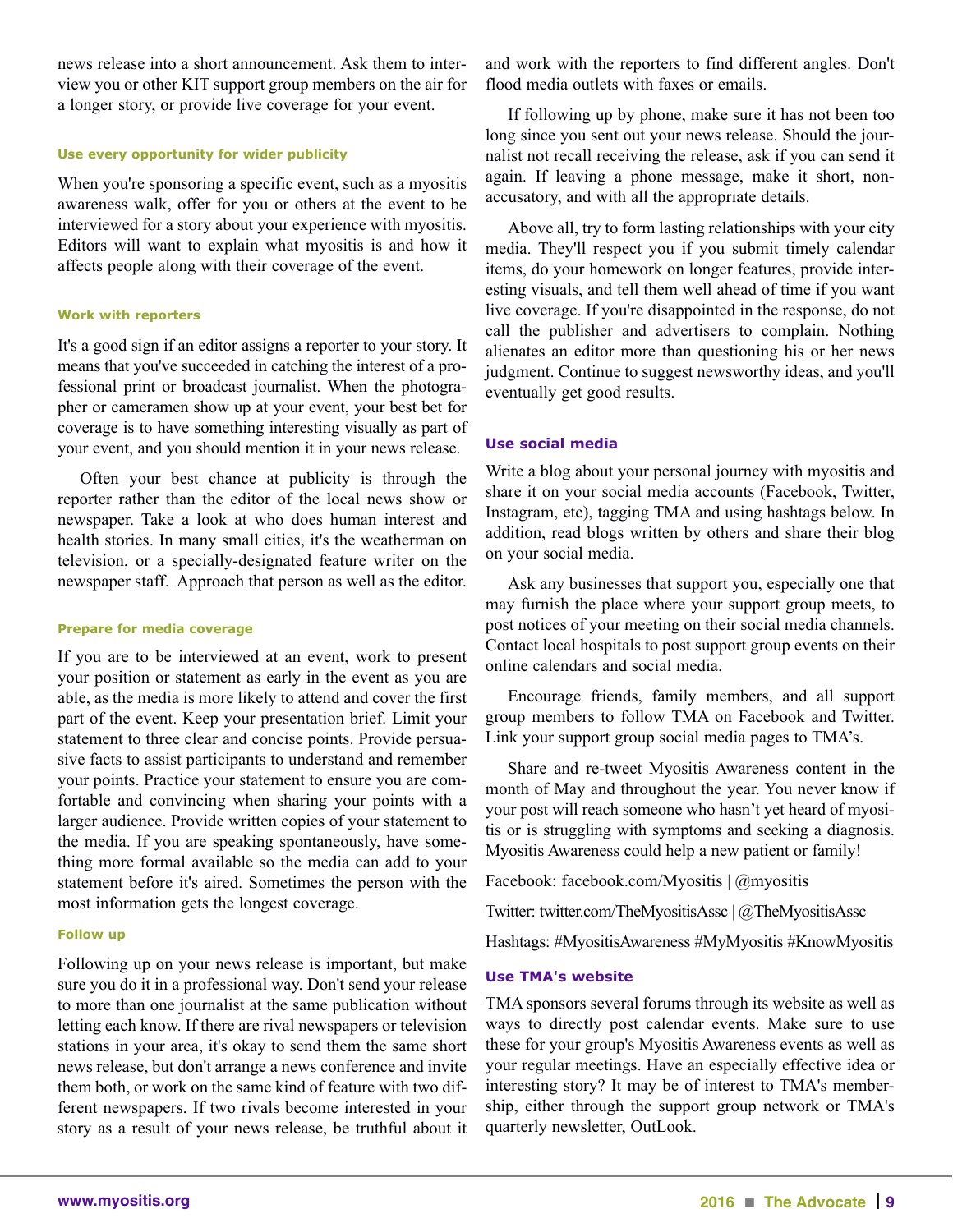news release into a short announcement. Ask them to interview you or other KIT support group members on the air for a longer story, or provide live coverage for your event.

#### Use every opportunity for wider publicity

When you're sponsoring a specific event, such as a myositis awareness walk, offer for you or others at the event to be interviewed for a story about your experience with myositis. Editors will want to explain what myositis is and how it affects people along with their coverage of the event.

#### Work with reporters

It's a good sign if an editor assigns a reporter to your story. It means that you've succeeded in catching the interest of a professional print or broadcast journalist. When the photographer or cameramen show up at your event, your best bet for coverage is to have something interesting visually as part of your event, and you should mention it in your news release.

Often your best chance at publicity is through the reporter rather than the editor of the local news show or newspaper. Take a look at who does human interest and health stories. In many small cities, it's the weatherman on television, or a specially-designated feature writer on the newspaper staff. Approach that person as well as the editor.

#### Prepare for media coverage

If you are to be interviewed at an event, work to present your position or statement as early in the event as you are able, as the media is more likely to attend and cover the first part of the event. Keep your presentation brief. Limit your statement to three clear and concise points. Provide persuasive facts to assist participants to understand and remember your points. Practice your statement to ensure you are comfortable and convincing when sharing your points with a larger audience. Provide written copies of your statement to the media. If you are speaking spontaneously, have something more formal available so the media can add to your statement before it's aired. Sometimes the person with the most information gets the longest coverage.

#### Follow up

Following up on your news release is important, but make sure you do it in a professional way. Don't send your release to more than one journalist at the same publication without letting each know. If there are rival newspapers or television stations in your area, it's okay to send them the same short news release, but don't arrange a news conference and invite them both, or work on the same kind of feature with two different newspapers. If two rivals become interested in your story as a result of your news release, be truthful about it and work with the reporters to find different angles. Don't flood media outlets with faxes or emails.

If following up by phone, make sure it has not been too long since you sent out your news release. Should the journalist not recall receiving the release, ask if you can send it again. If leaving a phone message, make it short, non-accusatory, and with all the appropriate details.

Above all, try to form lasting relationships with your city media. They'll respect you if you submit timely calendar items, do your homework on longer features, provide interesting visuals, and tell them well ahead of time if you want live coverage. If you're disappointed in the response, do not call the publisher and advertisers to complain. Nothing alienates an editor more than questioning his or her news judgment. Continue to suggest newsworthy ideas, and you'll eventually get good results.

### Use social media

Write a blog about your personal journey with myositis and share it on your social media accounts (Facebook, Twitter, Instagram, etc), tagging TMA and using hashtags below. In addition, read blogs written by others and share their blog on your social media.

Ask any businesses that support you, especially one that may furnish the place where your support group meets, to post notices of your meeting on their social media channels. Contact local hospitals to post support group events on their online calendars and social media.

Encourage friends, family members, and all support group members to follow TMA on Facebook and Twitter. Link your support group social media pages to TMA's.

Share and re-tweet Myositis Awareness content in the month of May and throughout the year. You never know if your post will reach someone who hasn't yet heard of myositis or is struggling with symptoms and seeking a diagnosis. Myositis Awareness could help a new patient or family!

Facebook: facebook.com/Myositis | @myositis

Twitter: twitter.com/TheMyositisAssc | @TheMyositisAssc

Hashtags: #MyositisAwareness #MyMyositis #KnowMyositis

### Use TMA's website

TMA sponsors several forums through its website as well as ways to directly post calendar events. Make sure to use these for your group's Myositis Awareness events as well as your regular meetings. Have an especially effective idea or interesting story? It may be of interest to TMA's membership, either through the support group network or TMA's quarterly newsletter, OutLook.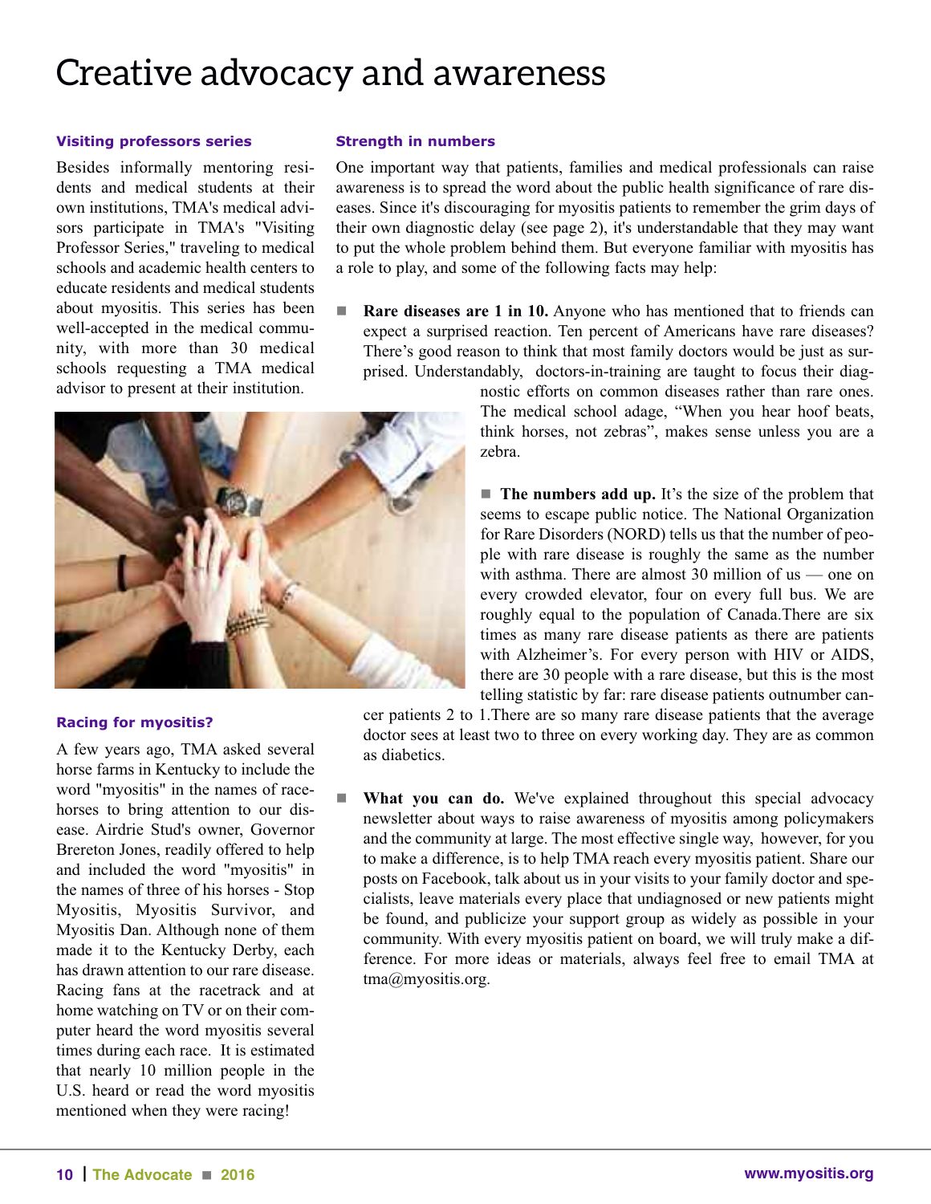# Creative advocacy and awareness

### Visiting professors series

Besides informally mentoring residents and medical students at their own institutions, TMA's medical advisors participate in TMA's "Visiting Professor Series," traveling to medical schools and academic health centers to educate residents and medical students about myositis. This series has been well-accepted in the medical community, with more than 30 medical schools requesting a TMA medical advisor to present at their institution.

### Racing for myositis?

A few years ago, TMA asked several horse farms in Kentucky to include the word "myositis" in the names of racehorses to bring attention to our disease. Airdrie Stud's owner, Governor Brereton Jones, readily offered to help and included the word "myositis" in the names of three of his horses - Stop Myositis, Myositis Survivor, and Myositis Dan. Although none of them made it to the Kentucky Derby, each has drawn attention to our rare disease. Racing fans at the racetrack and at home watching on TV or on their computer heard the word myositis several times during each race. It is estimated that nearly 10 million people in the U.S. heard or read the word myositis mentioned when they were racing!

### Strength in numbers

One important way that patients, families and medical professionals can raise awareness is to spread the word about the public health significance of rare diseases. Since it's discouraging for myositis patients to remember the grim days of their own diagnostic delay (see page 2), it's understandable that they may want to put the whole problem behind them. But everyone familiar with myositis has a role to play, and some of the following facts may help:

- **Rare diseases are 1 in 10.** Anyone who has mentioned that to friends can expect a surprised reaction. Ten percent of Americans have rare diseases? There's good reason to think that most family doctors would be just as surprised. Understandably, doctors-in-training are taught to focus their diagnostic efforts on common diseases rather than rare ones. The medical school adage, "When you hear hoof beats, think horses, not zebras", makes sense unless you are a zebra.

- **The numbers add up.** It's the size of the problem that seems to escape public notice. The National Organization for Rare Disorders (NORD) tells us that the number of people with rare disease is roughly the same as the number with asthma. There are almost 30 million of us — one on every crowded elevator, four on every full bus. We are roughly equal to the population of Canada.There are six times as many rare disease patients as there are patients with Alzheimer's. For every person with HIV or AIDS, there are 30 people with a rare disease, but this is the most telling statistic by far: rare disease patients outnumber cancer patients 2 to 1.There are so many rare disease patients that the average doctor sees at least two to three on every working day. They are as common as diabetics.

- **What you can do.** We've explained throughout this special advocacy newsletter about ways to raise awareness of myositis among policymakers and the community at large. The most effective single way, however, for you to make a difference, is to help TMA reach every myositis patient. Share our posts on Facebook, talk about us in your visits to your family doctor and specialists, leave materials every place that undiagnosed or new patients might be found, and publicize your support group as widely as possible in your community. With every myositis patient on board, we will truly make a difference. For more ideas or materials, always feel free to email TMA at tma@myositis.org.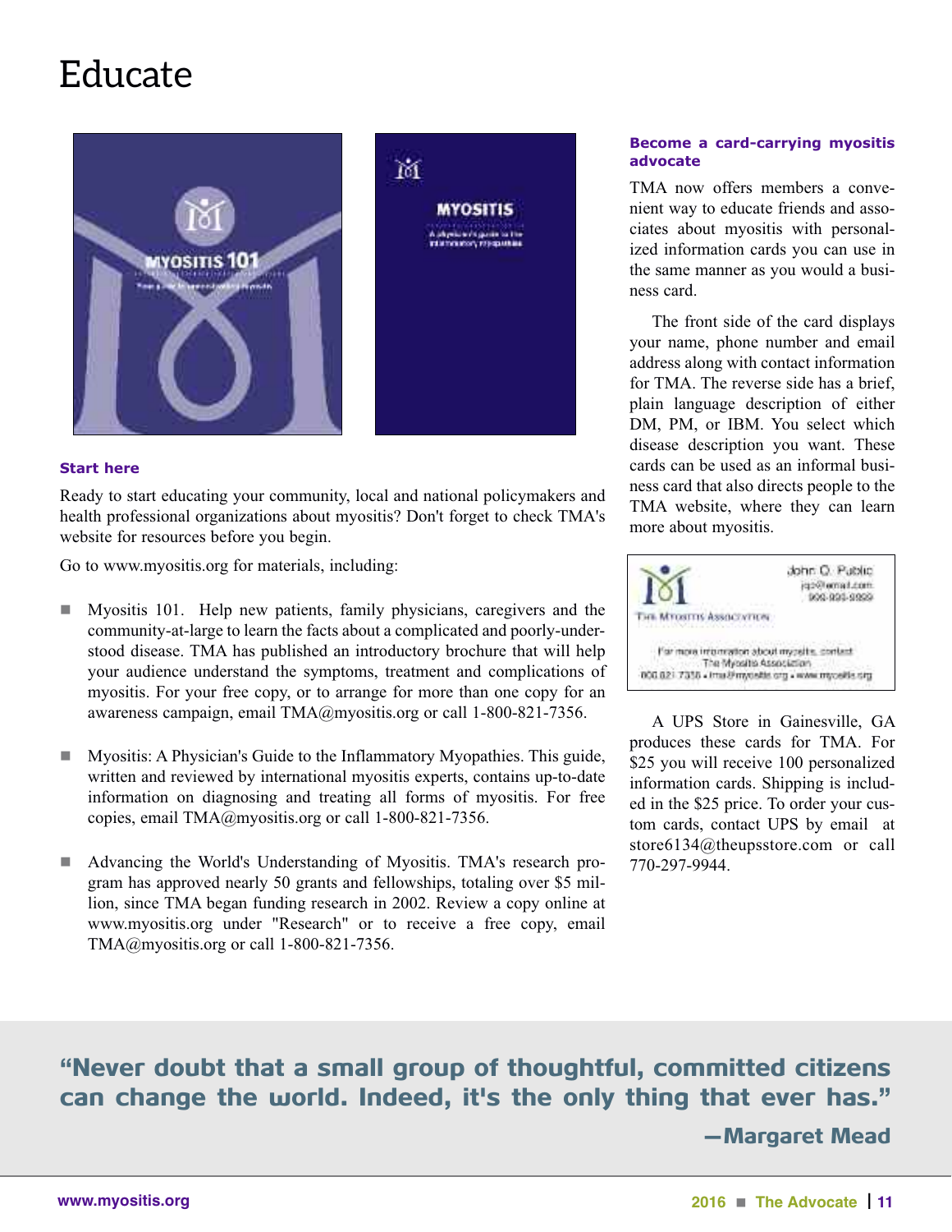# Educate

### Start here

Ready to start educating your community, local and national policymakers and health professional organizations about myositis? Don't forget to check TMA's website for resources before you begin.

Go to www.myositis.org for materials, including:

- Myositis 101. Help new patients, family physicians, caregivers and the community-at-large to learn the facts about a complicated and poorly-understood disease. TMA has published an introductory brochure that will help your audience understand the symptoms, treatment and complications of myositis. For your free copy, or to arrange for more than one copy for an awareness campaign, email TMA@myositis.org or call 1-800-821-7356.

- Myositis: A Physician's Guide to the Inflammatory Myopathies. This guide, written and reviewed by international myositis experts, contains up-to-date information on diagnosing and treating all forms of myositis. For free copies, email TMA@myositis.org or call 1-800-821-7356.

- Advancing the World's Understanding of Myositis. TMA's research program has approved nearly 50 grants and fellowships, totaling over $5 million, since TMA began funding research in 2002. Review a copy online at www.myositis.org under "Research" or to receive a free copy, email TMA@myositis.org or call 1-800-821-7356.

### Become a card-carrying myositis advocate

TMA now offers members a convenient way to educate friends and associates about myositis with personalized information cards you can use in the same manner as you would a business card.

The front side of the card displays your name, phone number and email address along with contact information for TMA. The reverse side has a brief, plain language description of either DM, PM, or IBM. You select which disease description you want. These cards can be used as an informal business card that also directs people to the TMA website, where they can learn more about myositis.

A UPS Store in Gainesville, GA produces these cards for TMA. For $25 you will receive 100 personalized information cards. Shipping is included in the $25 price. To order your custom cards, contact UPS by email at store6134@theupsstore.com or call 770-297-9944.

**"Never doubt that a small group of thoughtful, committed citizens can change the world. Indeed, it's the only thing that ever has."**

**—Margaret Mead**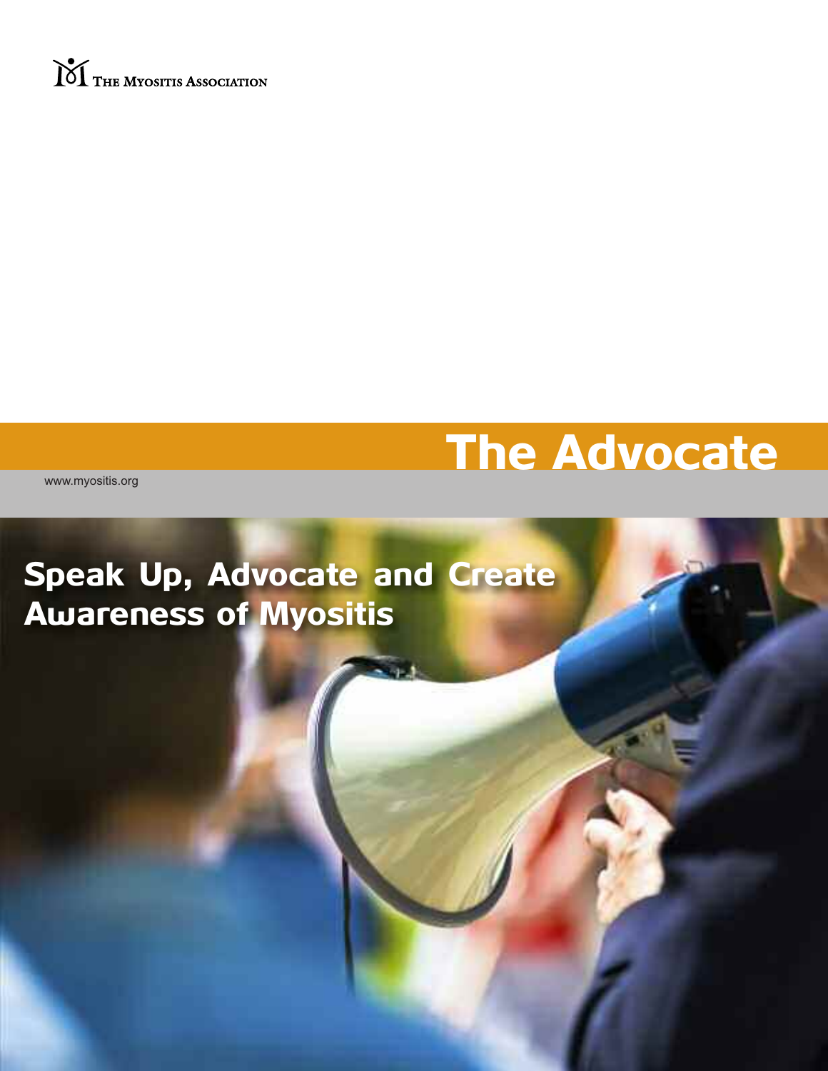THE MYOSITIS ASSOCIATION

# The Advocate

www.myositis.org

## Speak Up, Advocate and Create Awareness of Myositis